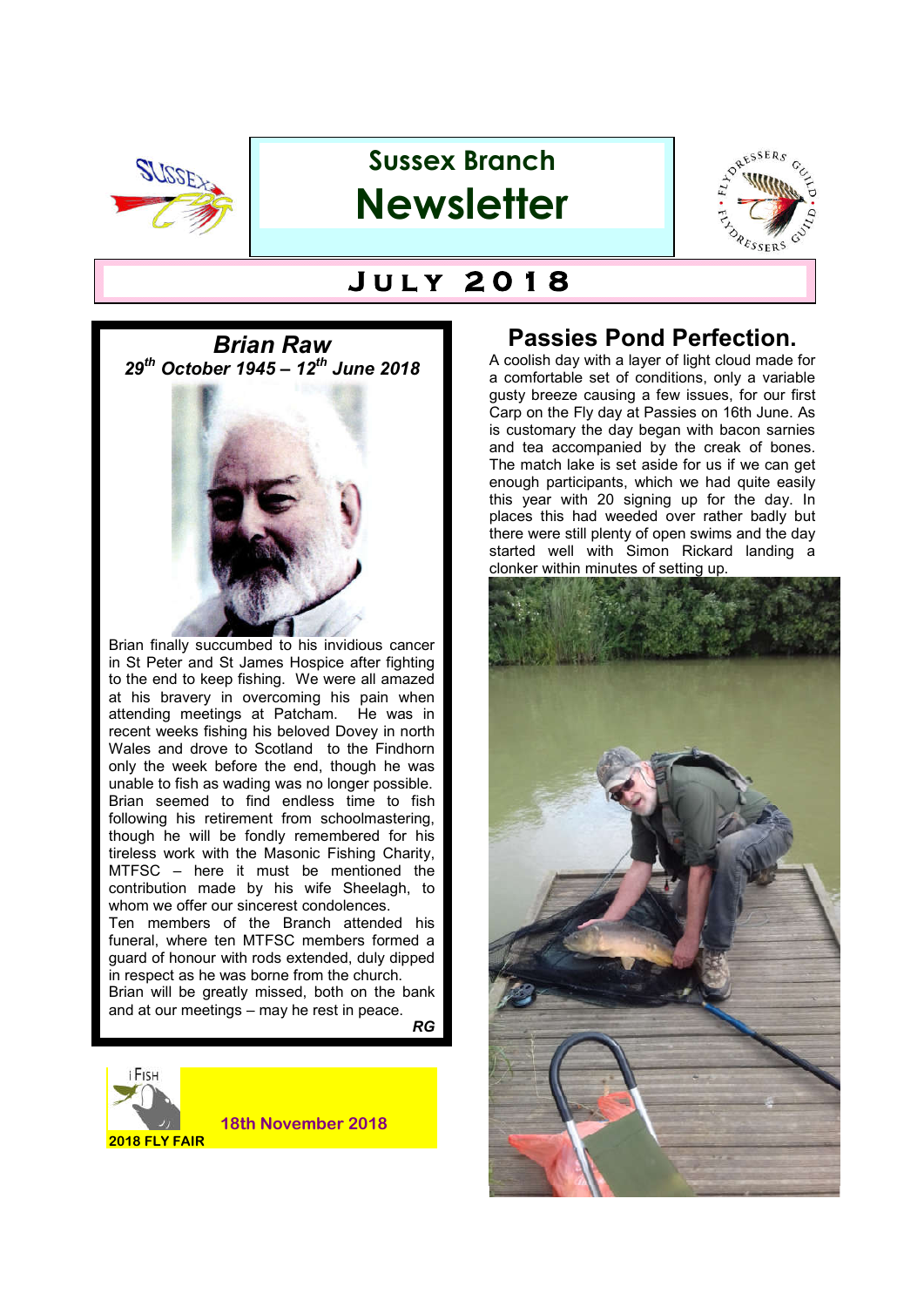# Sussex Branch Newsletter

## July 2018

## Brian Raw

***29th October 1945 – 12th June 2018***

Brian finally succumbed to his invidious cancer in St Peter and St James Hospice after fighting to the end to keep fishing. We were all amazed at his bravery in overcoming his pain when attending meetings at Patcham. He was in recent weeks fishing his beloved Dovey in north Wales and drove to Scotland to the Findhorn only the week before the end, though he was unable to fish as wading was no longer possible. Brian seemed to find endless time to fish following his retirement from schoolmastering, though he will be fondly remembered for his tireless work with the Masonic Fishing Charity, MTFSC – here it must be mentioned the contribution made by his wife Sheelagh, to whom we offer our sincerest condolences.

Ten members of the Branch attended his funeral, where ten MTFSC members formed a guard of honour with rods extended, duly dipped in respect as he was borne from the church.

Brian will be greatly missed, both on the bank and at our meetings – may he rest in peace.

***RG***

iFish

**2018 FLY FAIR**

**18th November 2018**

## Passies Pond Perfection.

A coolish day with a layer of light cloud made for a comfortable set of conditions, only a variable gusty breeze causing a few issues, for our first Carp on the Fly day at Passies on 16th June. As is customary the day began with bacon sarnies and tea accompanied by the creak of bones. The match lake is set aside for us if we can get enough participants, which we had quite easily this year with 20 signing up for the day. In places this had weeded over rather badly but there were still plenty of open swims and the day started well with Simon Rickard landing a clonker within minutes of setting up.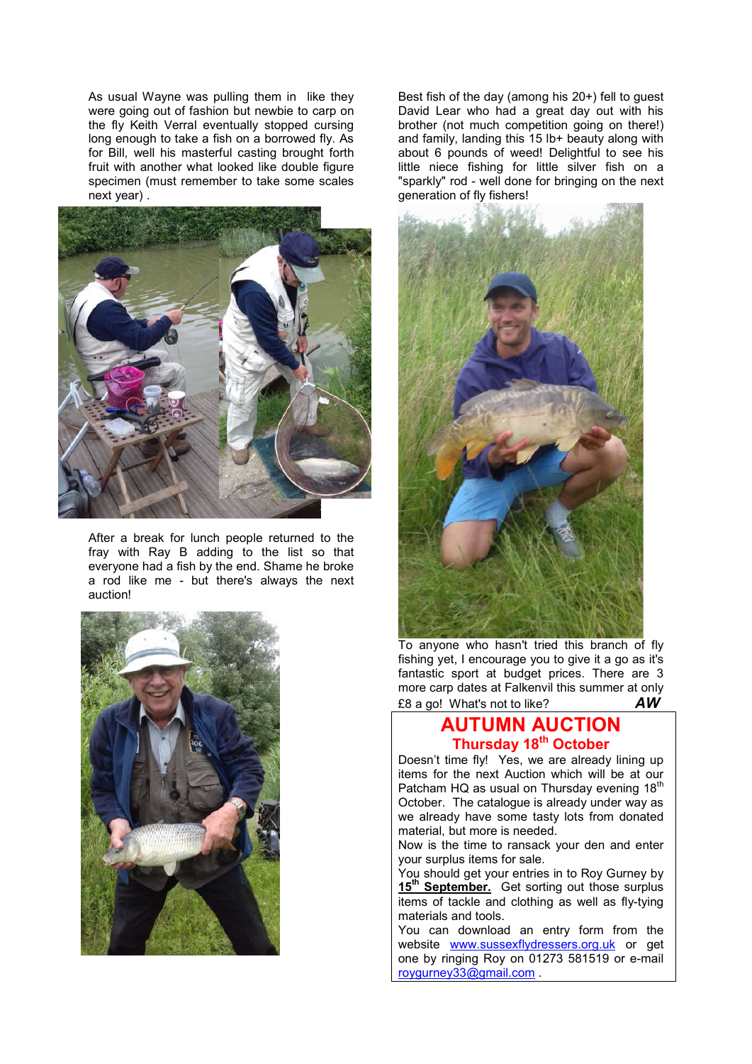As usual Wayne was pulling them in like they were going out of fashion but newbie to carp on the fly Keith Verral eventually stopped cursing long enough to take a fish on a borrowed fly. As for Bill, well his masterful casting brought forth fruit with another what looked like double figure specimen (must remember to take some scales next year) .

After a break for lunch people returned to the fray with Ray B adding to the list so that everyone had a fish by the end. Shame he broke a rod like me - but there's always the next auction!

Best fish of the day (among his 20+) fell to guest David Lear who had a great day out with his brother (not much competition going on there!) and family, landing this 15 lb+ beauty along with about 6 pounds of weed! Delightful to see his little niece fishing for little silver fish on a "sparkly" rod - well done for bringing on the next generation of fly fishers!

To anyone who hasn't tried this branch of fly fishing yet, I encourage you to give it a go as it's fantastic sport at budget prices. There are 3 more carp dates at Falkenvil this summer at only £8 a go! What's not to like? ***AW***

## AUTUMN AUCTION

### Thursday 18th October

Doesn't time fly! Yes, we are already lining up items for the next Auction which will be at our Patcham HQ as usual on Thursday evening 18th October. The catalogue is already under way as we already have some tasty lots from donated material, but more is needed.

Now is the time to ransack your den and enter your surplus items for sale.

You should get your entries in to Roy Gurney by **15th September.** Get sorting out those surplus items of tackle and clothing as well as fly-tying materials and tools.

You can download an entry form from the website www.sussexflydressers.org.uk or get one by ringing Roy on 01273 581519 or e-mail roygurney33@gmail.com .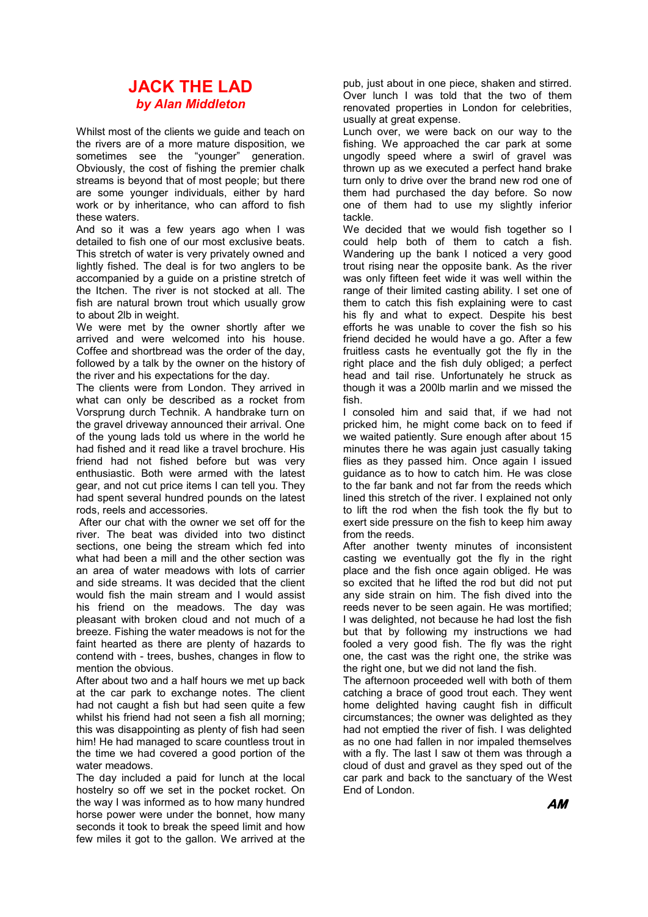# JACK THE LAD

***by Alan Middleton***

Whilst most of the clients we guide and teach on the rivers are of a more mature disposition, we sometimes see the "younger" generation. Obviously, the cost of fishing the premier chalk streams is beyond that of most people; but there are some younger individuals, either by hard work or by inheritance, who can afford to fish these waters.

And so it was a few years ago when I was detailed to fish one of our most exclusive beats. This stretch of water is very privately owned and lightly fished. The deal is for two anglers to be accompanied by a guide on a pristine stretch of the Itchen. The river is not stocked at all. The fish are natural brown trout which usually grow to about 2lb in weight.

We were met by the owner shortly after we arrived and were welcomed into his house. Coffee and shortbread was the order of the day, followed by a talk by the owner on the history of the river and his expectations for the day.

The clients were from London. They arrived in what can only be described as a rocket from Vorsprung durch Technik. A handbrake turn on the gravel driveway announced their arrival. One of the young lads told us where in the world he had fished and it read like a travel brochure. His friend had not fished before but was very enthusiastic. Both were armed with the latest gear, and not cut price items I can tell you. They had spent several hundred pounds on the latest rods, reels and accessories.

After our chat with the owner we set off for the river. The beat was divided into two distinct sections, one being the stream which fed into what had been a mill and the other section was an area of water meadows with lots of carrier and side streams. It was decided that the client would fish the main stream and I would assist his friend on the meadows. The day was pleasant with broken cloud and not much of a breeze. Fishing the water meadows is not for the faint hearted as there are plenty of hazards to contend with - trees, bushes, changes in flow to mention the obvious.

After about two and a half hours we met up back at the car park to exchange notes. The client had not caught a fish but had seen quite a few whilst his friend had not seen a fish all morning; this was disappointing as plenty of fish had seen him! He had managed to scare countless trout in the time we had covered a good portion of the water meadows.

The day included a paid for lunch at the local hostelry so off we set in the pocket rocket. On the way I was informed as to how many hundred horse power were under the bonnet, how many seconds it took to break the speed limit and how few miles it got to the gallon. We arrived at the pub, just about in one piece, shaken and stirred. Over lunch I was told that the two of them renovated properties in London for celebrities, usually at great expense.

Lunch over, we were back on our way to the fishing. We approached the car park at some ungodly speed where a swirl of gravel was thrown up as we executed a perfect hand brake turn only to drive over the brand new rod one of them had purchased the day before. So now one of them had to use my slightly inferior tackle.

We decided that we would fish together so I could help both of them to catch a fish. Wandering up the bank I noticed a very good trout rising near the opposite bank. As the river was only fifteen feet wide it was well within the range of their limited casting ability. I set one of them to catch this fish explaining were to cast his fly and what to expect. Despite his best efforts he was unable to cover the fish so his friend decided he would have a go. After a few fruitless casts he eventually got the fly in the right place and the fish duly obliged; a perfect head and tail rise. Unfortunately he struck as though it was a 200lb marlin and we missed the fish.

I consoled him and said that, if we had not pricked him, he might come back on to feed if we waited patiently. Sure enough after about 15 minutes there he was again just casually taking flies as they passed him. Once again I issued guidance as to how to catch him. He was close to the far bank and not far from the reeds which lined this stretch of the river. I explained not only to lift the rod when the fish took the fly but to exert side pressure on the fish to keep him away from the reeds.

After another twenty minutes of inconsistent casting we eventually got the fly in the right place and the fish once again obliged. He was so excited that he lifted the rod but did not put any side strain on him. The fish dived into the reeds never to be seen again. He was mortified; I was delighted, not because he had lost the fish but that by following my instructions we had fooled a very good fish. The fly was the right one, the cast was the right one, the strike was the right one, but we did not land the fish.

The afternoon proceeded well with both of them catching a brace of good trout each. They went home delighted having caught fish in difficult circumstances; the owner was delighted as they had not emptied the river of fish. I was delighted as no one had fallen in nor impaled themselves with a fly. The last I saw ot them was through a cloud of dust and gravel as they sped out of the car park and back to the sanctuary of the West End of London.

***AM***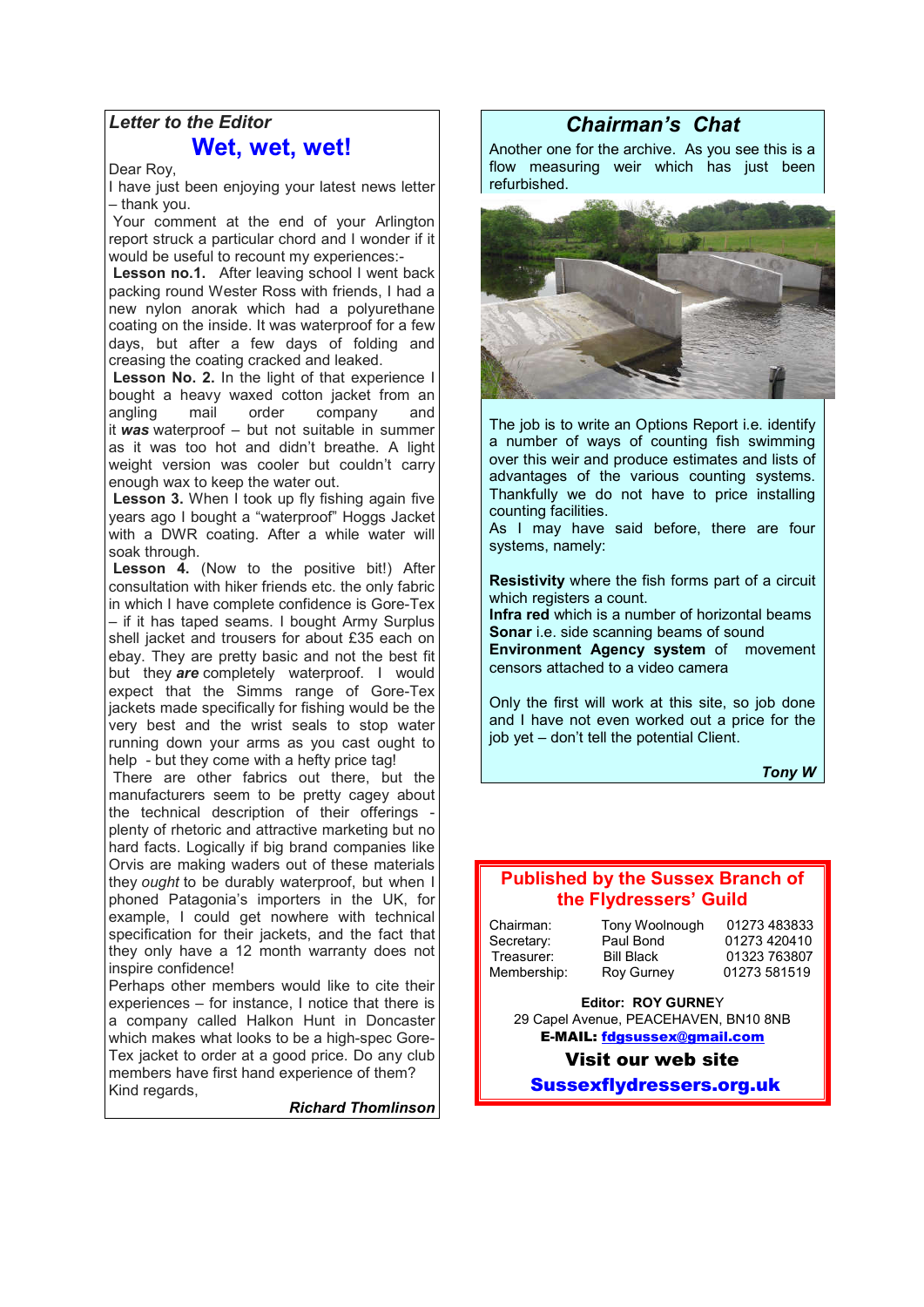*Letter to the Editor*

## Wet, wet, wet!

Dear Roy,

I have just been enjoying your latest news letter – thank you.

Your comment at the end of your Arlington report struck a particular chord and I wonder if it would be useful to recount my experiences:-

**Lesson no.1.** After leaving school I went back packing round Wester Ross with friends, I had a new nylon anorak which had a polyurethane coating on the inside. It was waterproof for a few days, but after a few days of folding and creasing the coating cracked and leaked.

**Lesson No. 2.** In the light of that experience I bought a heavy waxed cotton jacket from an angling mail order company and it ***was*** waterproof – but not suitable in summer as it was too hot and didn't breathe. A light weight version was cooler but couldn't carry enough wax to keep the water out.

**Lesson 3.** When I took up fly fishing again five years ago I bought a "waterproof" Hoggs Jacket with a DWR coating. After a while water will soak through.

**Lesson 4.** (Now to the positive bit!) After consultation with hiker friends etc. the only fabric in which I have complete confidence is Gore-Tex – if it has taped seams. I bought Army Surplus shell jacket and trousers for about £35 each on ebay. They are pretty basic and not the best fit but they ***are*** completely waterproof. I would expect that the Simms range of Gore-Tex jackets made specifically for fishing would be the very best and the wrist seals to stop water running down your arms as you cast ought to help - but they come with a hefty price tag!

There are other fabrics out there, but the manufacturers seem to be pretty cagey about the technical description of their offerings - plenty of rhetoric and attractive marketing but no hard facts. Logically if big brand companies like Orvis are making waders out of these materials they *ought* to be durably waterproof, but when I phoned Patagonia's importers in the UK, for example, I could get nowhere with technical specification for their jackets, and the fact that they only have a 12 month warranty does not inspire confidence!

Perhaps other members would like to cite their experiences – for instance, I notice that there is a company called Halkon Hunt in Doncaster which makes what looks to be a high-spec Gore-Tex jacket to order at a good price. Do any club members have first hand experience of them?

Kind regards,

***Richard Thomlinson***

## *Chairman's Chat*

Another one for the archive. As you see this is a flow measuring weir which has just been refurbished.

The job is to write an Options Report i.e. identify a number of ways of counting fish swimming over this weir and produce estimates and lists of advantages of the various counting systems. Thankfully we do not have to price installing counting facilities.

As I may have said before, there are four systems, namely:

**Resistivity** where the fish forms part of a circuit which registers a count.
**Infra red** which is a number of horizontal beams
**Sonar** i.e. side scanning beams of sound
**Environment Agency system** of movement censors attached to a video camera

Only the first will work at this site, so job done and I have not even worked out a price for the job yet – don't tell the potential Client.

***Tony W***

## Published by the Sussex Branch of the Flydressers' Guild

| | | |
|---|---|---|
| Chairman: | Tony Woolnough | 01273 483833 |
| Secretary: | Paul Bond | 01273 420410 |
| Treasurer: | Bill Black | 01323 763807 |
| Membership: | Roy Gurney | 01273 581519 |

**Editor: ROY GURNEY**
29 Capel Avenue, PEACEHAVEN, BN10 8NB
**E-MAIL:** fdgsussex@gmail.com

**Visit our web site**

**Sussexflydressers.org.uk**